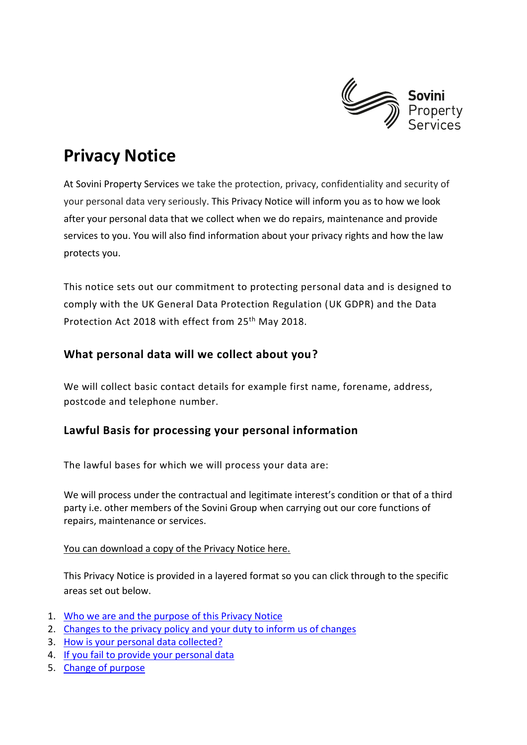Sovini Property Services

# Privacy Notice

At Sovini Property Services we take the protection, privacy, confidentiality and security of your personal data very seriously. This Privacy Notice will inform you as to how we look after your personal data that we collect when we do repairs, maintenance and provide services to you. You will also find information about your privacy rights and how the law protects you.

This notice sets out our commitment to protecting personal data and is designed to comply with the UK General Data Protection Regulation (UK GDPR) and the Data Protection Act 2018 with effect from 25th May 2018.

## What personal data will we collect about you?

We will collect basic contact details for example first name, forename, address, postcode and telephone number.

## Lawful Basis for processing your personal information

The lawful bases for which we will process your data are:

We will process under the contractual and legitimate interest's condition or that of a third party i.e. other members of the Sovini Group when carrying out our core functions of repairs, maintenance or services.

You can download a copy of the Privacy Notice here.

This Privacy Notice is provided in a layered format so you can click through to the specific areas set out below.

1. Who we are and the purpose of this Privacy Notice
2. Changes to the privacy policy and your duty to inform us of changes
3. How is your personal data collected?
4. If you fail to provide your personal data
5. Change of purpose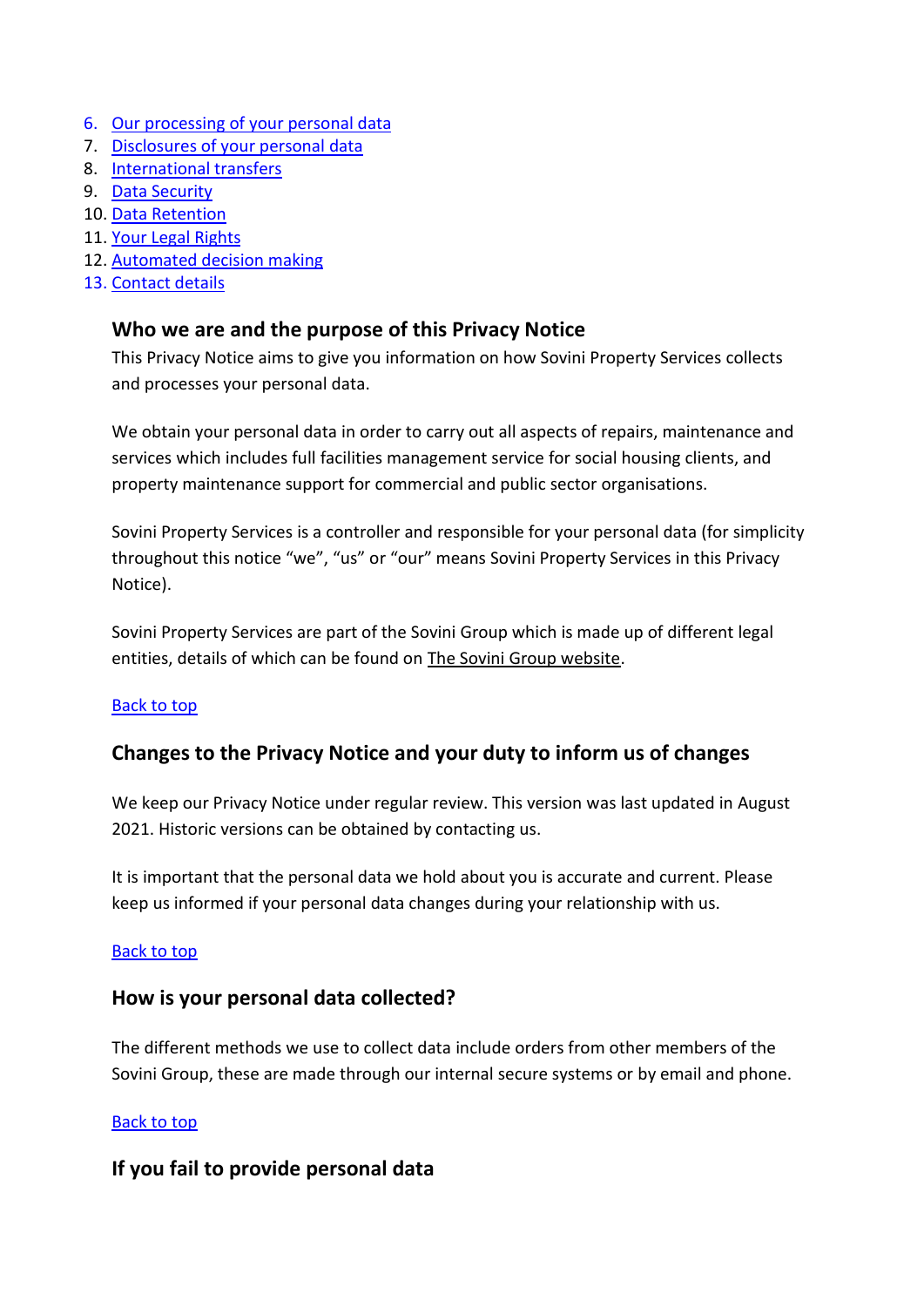6. [Our processing of your personal data]()
7. [Disclosures of your personal data]()
8. [International transfers]()
9. [Data Security]()
10. [Data Retention]()
11. [Your Legal Rights]()
12. [Automated decision making]()
13. [Contact details]()

## Who we are and the purpose of this Privacy Notice

This Privacy Notice aims to give you information on how Sovini Property Services collects and processes your personal data.

We obtain your personal data in order to carry out all aspects of repairs, maintenance and services which includes full facilities management service for social housing clients, and property maintenance support for commercial and public sector organisations.

Sovini Property Services is a controller and responsible for your personal data (for simplicity throughout this notice "we", "us" or "our" means Sovini Property Services in this Privacy Notice).

Sovini Property Services are part of the Sovini Group which is made up of different legal entities, details of which can be found on [The Sovini Group website]().

[Back to top]()

## Changes to the Privacy Notice and your duty to inform us of changes

We keep our Privacy Notice under regular review. This version was last updated in August 2021. Historic versions can be obtained by contacting us.

It is important that the personal data we hold about you is accurate and current. Please keep us informed if your personal data changes during your relationship with us.

[Back to top]()

## How is your personal data collected?

The different methods we use to collect data include orders from other members of the Sovini Group, these are made through our internal secure systems or by email and phone.

[Back to top]()

## If you fail to provide personal data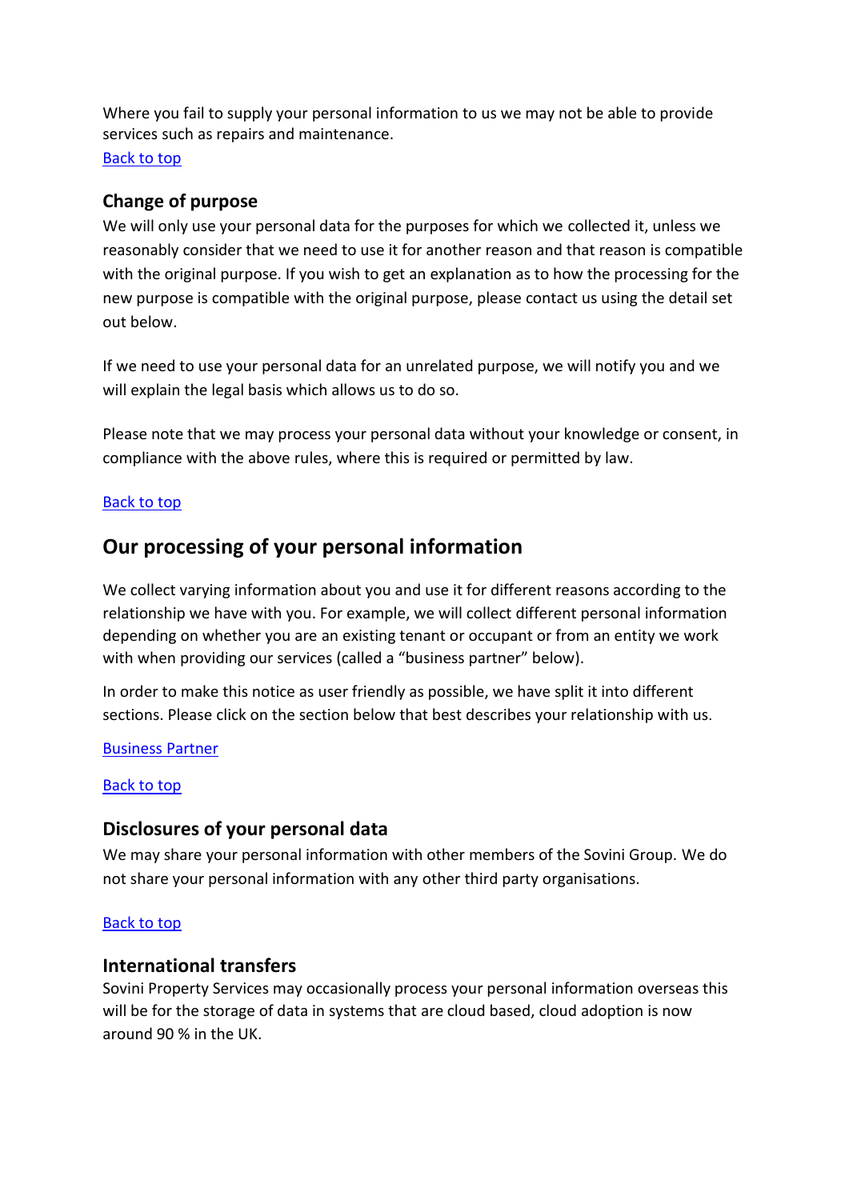Where you fail to supply your personal information to us we may not be able to provide services such as repairs and maintenance.

[Back to top]

### Change of purpose

We will only use your personal data for the purposes for which we collected it, unless we reasonably consider that we need to use it for another reason and that reason is compatible with the original purpose. If you wish to get an explanation as to how the processing for the new purpose is compatible with the original purpose, please contact us using the detail set out below.

If we need to use your personal data for an unrelated purpose, we will notify you and we will explain the legal basis which allows us to do so.

Please note that we may process your personal data without your knowledge or consent, in compliance with the above rules, where this is required or permitted by law.

[Back to top]

## Our processing of your personal information

We collect varying information about you and use it for different reasons according to the relationship we have with you. For example, we will collect different personal information depending on whether you are an existing tenant or occupant or from an entity we work with when providing our services (called a "business partner" below).

In order to make this notice as user friendly as possible, we have split it into different sections. Please click on the section below that best describes your relationship with us.

[Business Partner]

[Back to top]

### Disclosures of your personal data

We may share your personal information with other members of the Sovini Group. We do not share your personal information with any other third party organisations.

[Back to top]

### International transfers

Sovini Property Services may occasionally process your personal information overseas this will be for the storage of data in systems that are cloud based, cloud adoption is now around 90 % in the UK.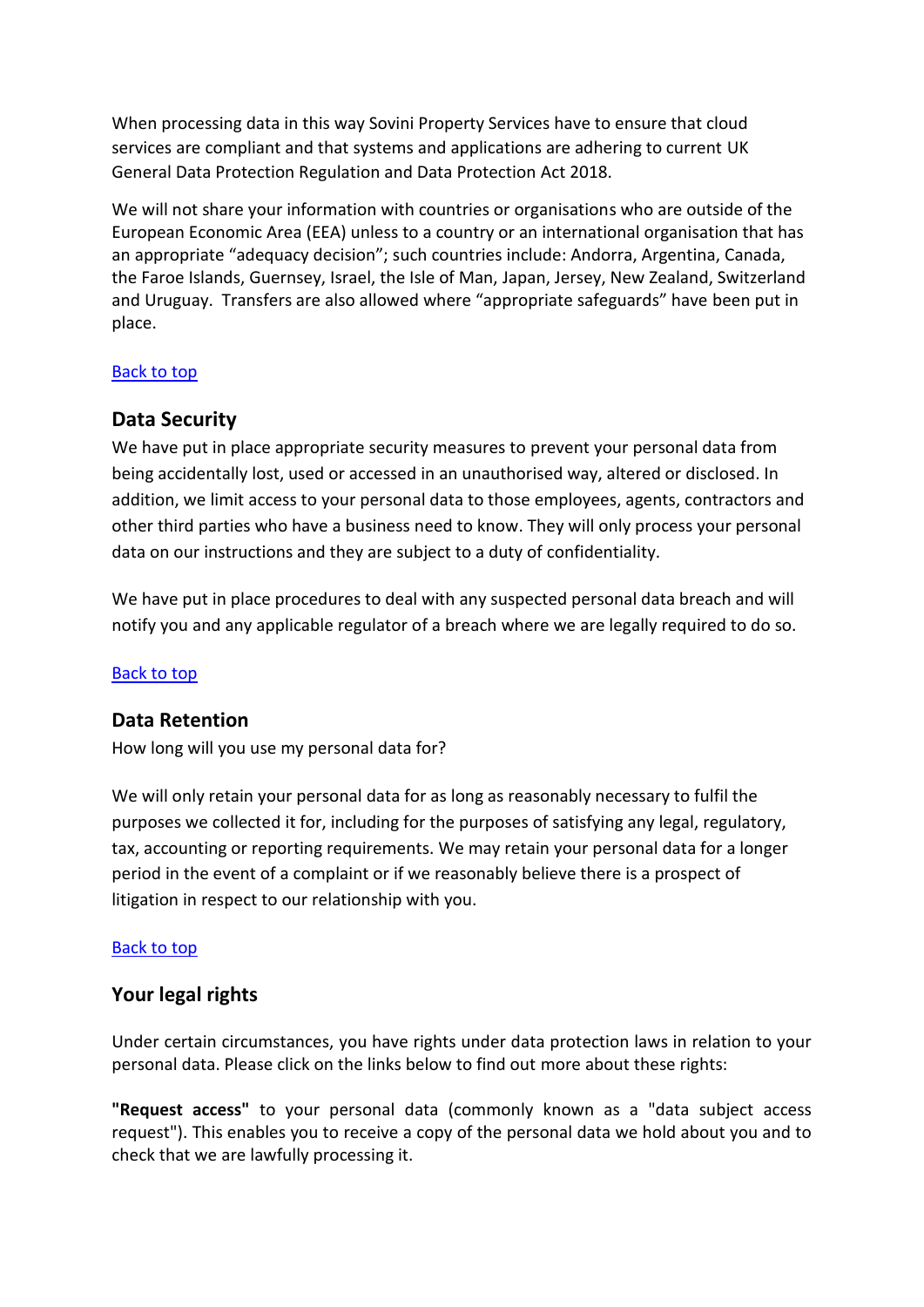When processing data in this way Sovini Property Services have to ensure that cloud services are compliant and that systems and applications are adhering to current UK General Data Protection Regulation and Data Protection Act 2018.

We will not share your information with countries or organisations who are outside of the European Economic Area (EEA) unless to a country or an international organisation that has an appropriate "adequacy decision"; such countries include: Andorra, Argentina, Canada, the Faroe Islands, Guernsey, Israel, the Isle of Man, Japan, Jersey, New Zealand, Switzerland and Uruguay. Transfers are also allowed where "appropriate safeguards" have been put in place.

Back to top

## Data Security

We have put in place appropriate security measures to prevent your personal data from being accidentally lost, used or accessed in an unauthorised way, altered or disclosed. In addition, we limit access to your personal data to those employees, agents, contractors and other third parties who have a business need to know. They will only process your personal data on our instructions and they are subject to a duty of confidentiality.

We have put in place procedures to deal with any suspected personal data breach and will notify you and any applicable regulator of a breach where we are legally required to do so.

Back to top

## Data Retention

How long will you use my personal data for?

We will only retain your personal data for as long as reasonably necessary to fulfil the purposes we collected it for, including for the purposes of satisfying any legal, regulatory, tax, accounting or reporting requirements. We may retain your personal data for a longer period in the event of a complaint or if we reasonably believe there is a prospect of litigation in respect to our relationship with you.

Back to top

## Your legal rights

Under certain circumstances, you have rights under data protection laws in relation to your personal data. Please click on the links below to find out more about these rights:

**"Request access"** to your personal data (commonly known as a "data subject access request"). This enables you to receive a copy of the personal data we hold about you and to check that we are lawfully processing it.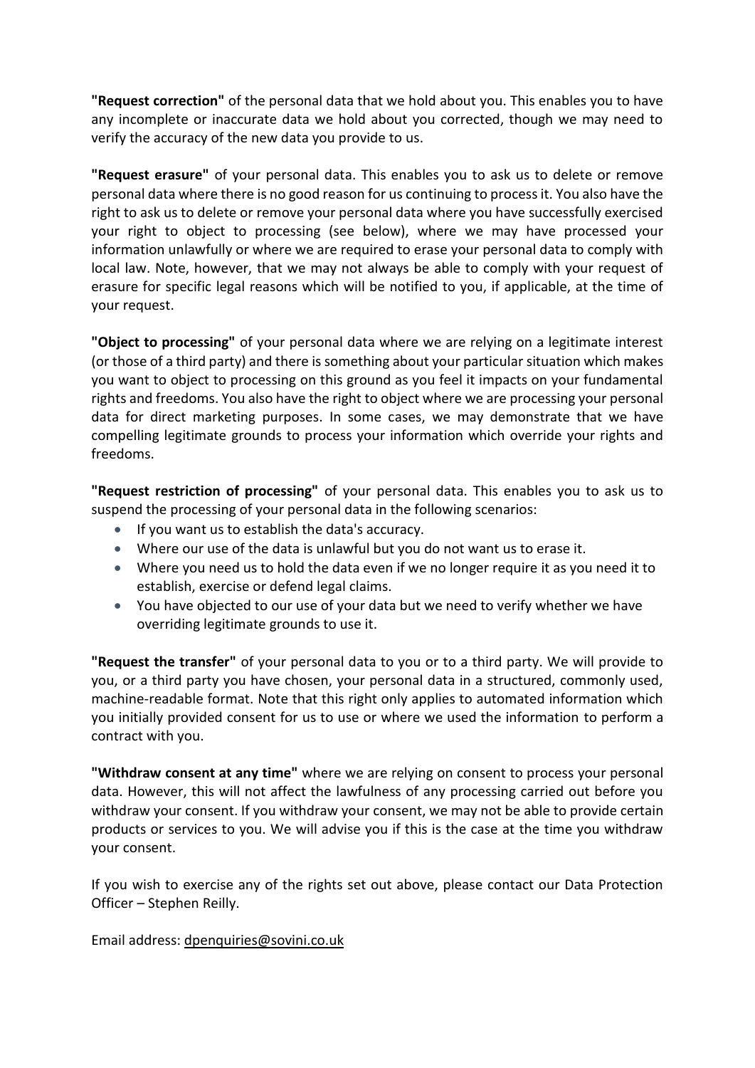**"Request correction"** of the personal data that we hold about you. This enables you to have any incomplete or inaccurate data we hold about you corrected, though we may need to verify the accuracy of the new data you provide to us.

**"Request erasure"** of your personal data. This enables you to ask us to delete or remove personal data where there is no good reason for us continuing to process it. You also have the right to ask us to delete or remove your personal data where you have successfully exercised your right to object to processing (see below), where we may have processed your information unlawfully or where we are required to erase your personal data to comply with local law. Note, however, that we may not always be able to comply with your request of erasure for specific legal reasons which will be notified to you, if applicable, at the time of your request.

**"Object to processing"** of your personal data where we are relying on a legitimate interest (or those of a third party) and there is something about your particular situation which makes you want to object to processing on this ground as you feel it impacts on your fundamental rights and freedoms. You also have the right to object where we are processing your personal data for direct marketing purposes. In some cases, we may demonstrate that we have compelling legitimate grounds to process your information which override your rights and freedoms.

**"Request restriction of processing"** of your personal data. This enables you to ask us to suspend the processing of your personal data in the following scenarios:

- If you want us to establish the data's accuracy.
- Where our use of the data is unlawful but you do not want us to erase it.
- Where you need us to hold the data even if we no longer require it as you need it to establish, exercise or defend legal claims.
- You have objected to our use of your data but we need to verify whether we have overriding legitimate grounds to use it.

**"Request the transfer"** of your personal data to you or to a third party. We will provide to you, or a third party you have chosen, your personal data in a structured, commonly used, machine-readable format. Note that this right only applies to automated information which you initially provided consent for us to use or where we used the information to perform a contract with you.

**"Withdraw consent at any time"** where we are relying on consent to process your personal data. However, this will not affect the lawfulness of any processing carried out before you withdraw your consent. If you withdraw your consent, we may not be able to provide certain products or services to you. We will advise you if this is the case at the time you withdraw your consent.

If you wish to exercise any of the rights set out above, please contact our Data Protection Officer – Stephen Reilly.

Email address: dpenquiries@sovini.co.uk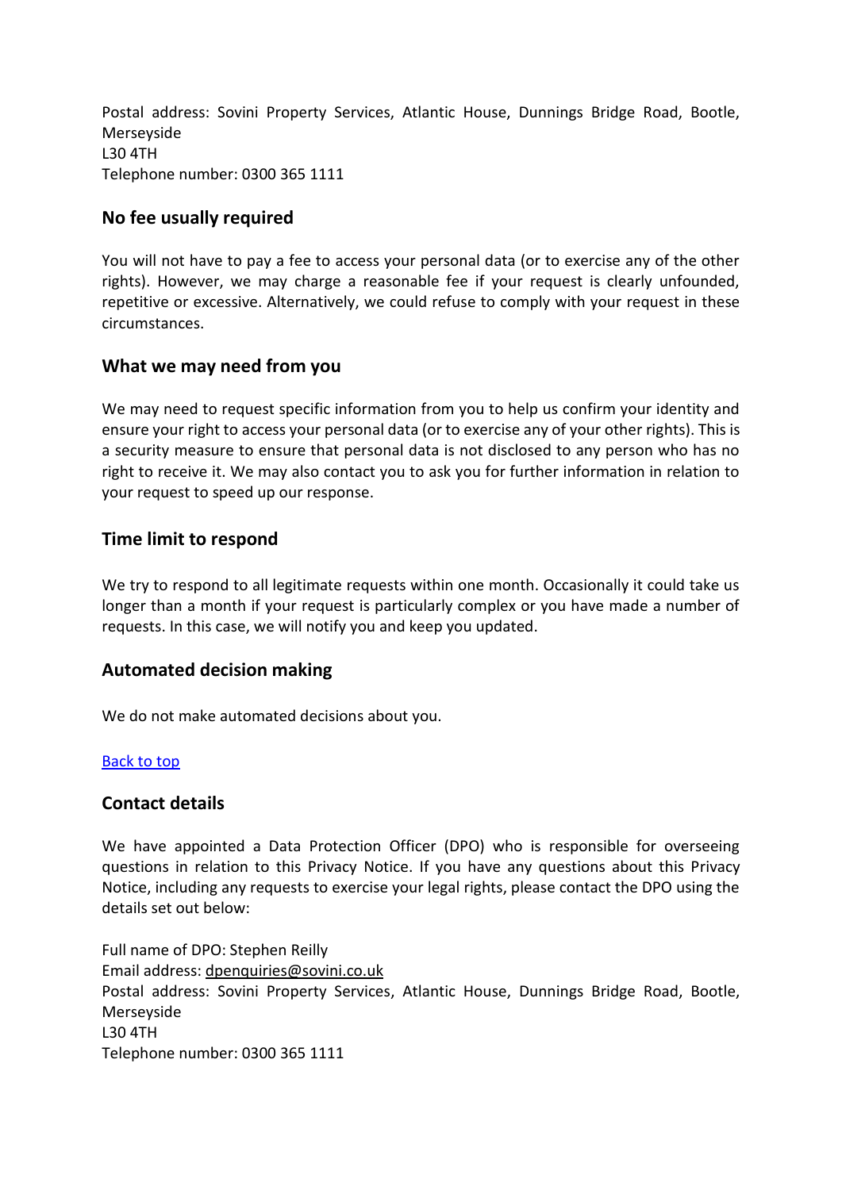Postal address: Sovini Property Services, Atlantic House, Dunnings Bridge Road, Bootle, Merseyside
L30 4TH
Telephone number: 0300 365 1111

## No fee usually required

You will not have to pay a fee to access your personal data (or to exercise any of the other rights). However, we may charge a reasonable fee if your request is clearly unfounded, repetitive or excessive. Alternatively, we could refuse to comply with your request in these circumstances.

## What we may need from you

We may need to request specific information from you to help us confirm your identity and ensure your right to access your personal data (or to exercise any of your other rights). This is a security measure to ensure that personal data is not disclosed to any person who has no right to receive it. We may also contact you to ask you for further information in relation to your request to speed up our response.

## Time limit to respond

We try to respond to all legitimate requests within one month. Occasionally it could take us longer than a month if your request is particularly complex or you have made a number of requests. In this case, we will notify you and keep you updated.

## Automated decision making

We do not make automated decisions about you.

[Back to top](#)

## Contact details

We have appointed a Data Protection Officer (DPO) who is responsible for overseeing questions in relation to this Privacy Notice. If you have any questions about this Privacy Notice, including any requests to exercise your legal rights, please contact the DPO using the details set out below:

Full name of DPO: Stephen Reilly
Email address: dpenquiries@sovini.co.uk
Postal address: Sovini Property Services, Atlantic House, Dunnings Bridge Road, Bootle, Merseyside
L30 4TH
Telephone number: 0300 365 1111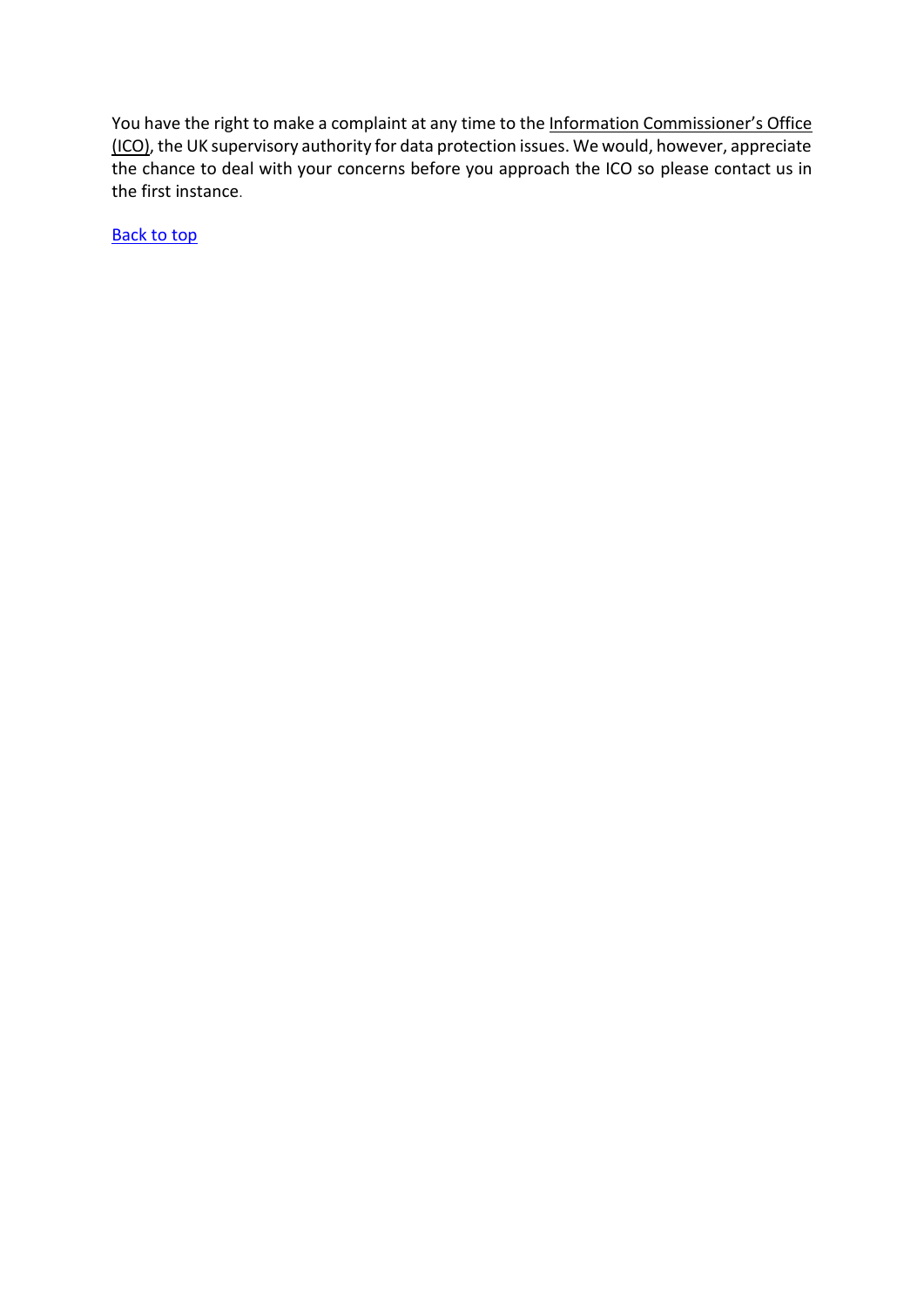You have the right to make a complaint at any time to the Information Commissioner's Office (ICO), the UK supervisory authority for data protection issues. We would, however, appreciate the chance to deal with your concerns before you approach the ICO so please contact us in the first instance.

Back to top